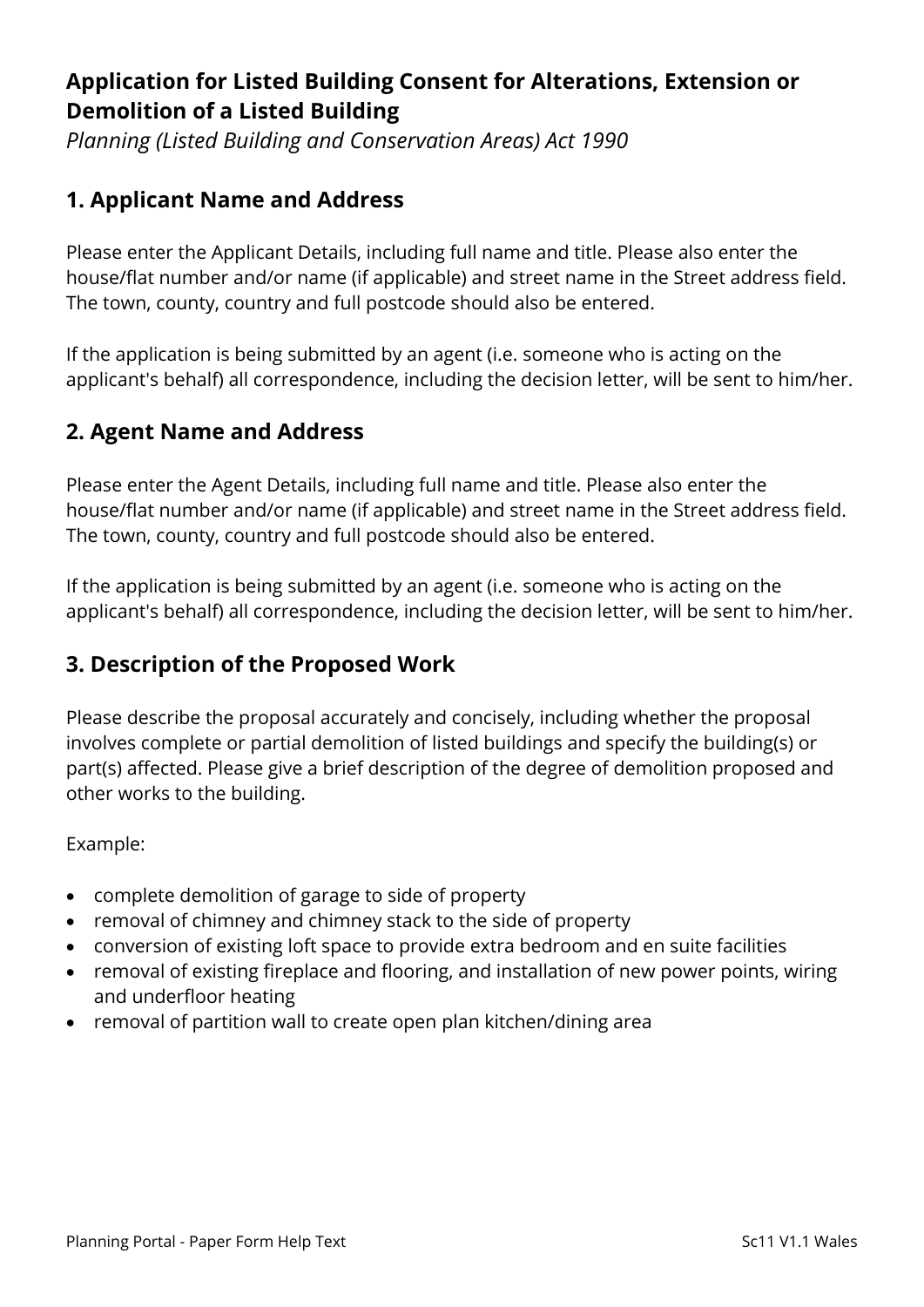# Application for Listed Building Consent for Alterations, Extension or Demolition of a Listed Building

*Planning (Listed Building and Conservation Areas) Act 1990*

## 1. Applicant Name and Address

Please enter the Applicant Details, including full name and title. Please also enter the house/flat number and/or name (if applicable) and street name in the Street address field. The town, county, country and full postcode should also be entered.

If the application is being submitted by an agent (i.e. someone who is acting on the applicant's behalf) all correspondence, including the decision letter, will be sent to him/her.

## 2. Agent Name and Address

Please enter the Agent Details, including full name and title. Please also enter the house/flat number and/or name (if applicable) and street name in the Street address field. The town, county, country and full postcode should also be entered.

If the application is being submitted by an agent (i.e. someone who is acting on the applicant's behalf) all correspondence, including the decision letter, will be sent to him/her.

## 3. Description of the Proposed Work

Please describe the proposal accurately and concisely, including whether the proposal involves complete or partial demolition of listed buildings and specify the building(s) or part(s) affected. Please give a brief description of the degree of demolition proposed and other works to the building.

Example:

- complete demolition of garage to side of property
- removal of chimney and chimney stack to the side of property
- conversion of existing loft space to provide extra bedroom and en suite facilities
- removal of existing fireplace and flooring, and installation of new power points, wiring and underfloor heating
- removal of partition wall to create open plan kitchen/dining area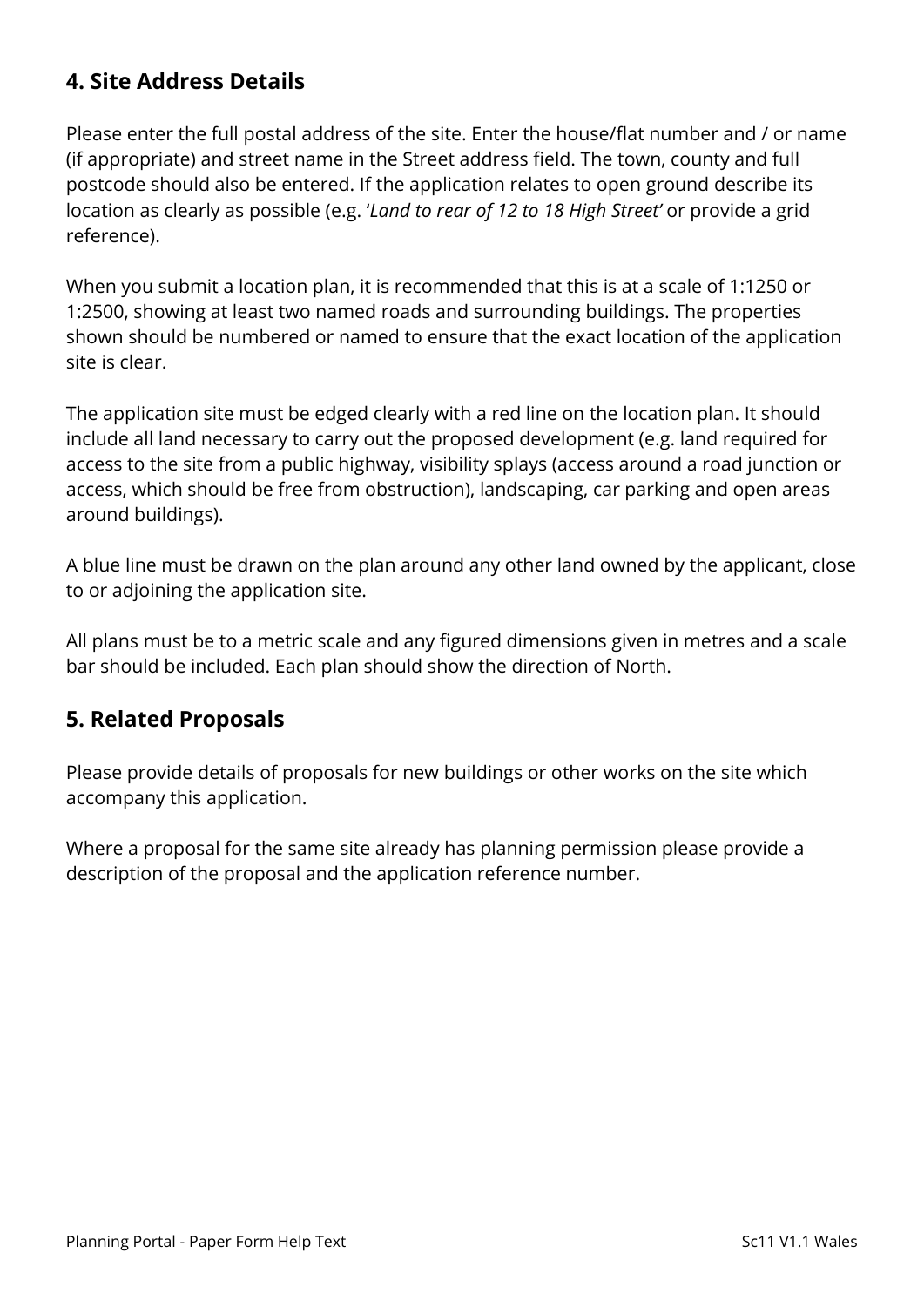## 4. Site Address Details

Please enter the full postal address of the site. Enter the house/flat number and / or name (if appropriate) and street name in the Street address field. The town, county and full postcode should also be entered. If the application relates to open ground describe its location as clearly as possible (e.g. '*Land to rear of 12 to 18 High Street'* or provide a grid reference).

When you submit a location plan, it is recommended that this is at a scale of 1:1250 or 1:2500, showing at least two named roads and surrounding buildings. The properties shown should be numbered or named to ensure that the exact location of the application site is clear.

The application site must be edged clearly with a red line on the location plan. It should include all land necessary to carry out the proposed development (e.g. land required for access to the site from a public highway, visibility splays (access around a road junction or access, which should be free from obstruction), landscaping, car parking and open areas around buildings).

A blue line must be drawn on the plan around any other land owned by the applicant, close to or adjoining the application site.

All plans must be to a metric scale and any figured dimensions given in metres and a scale bar should be included. Each plan should show the direction of North.

## 5. Related Proposals

Please provide details of proposals for new buildings or other works on the site which accompany this application.

Where a proposal for the same site already has planning permission please provide a description of the proposal and the application reference number.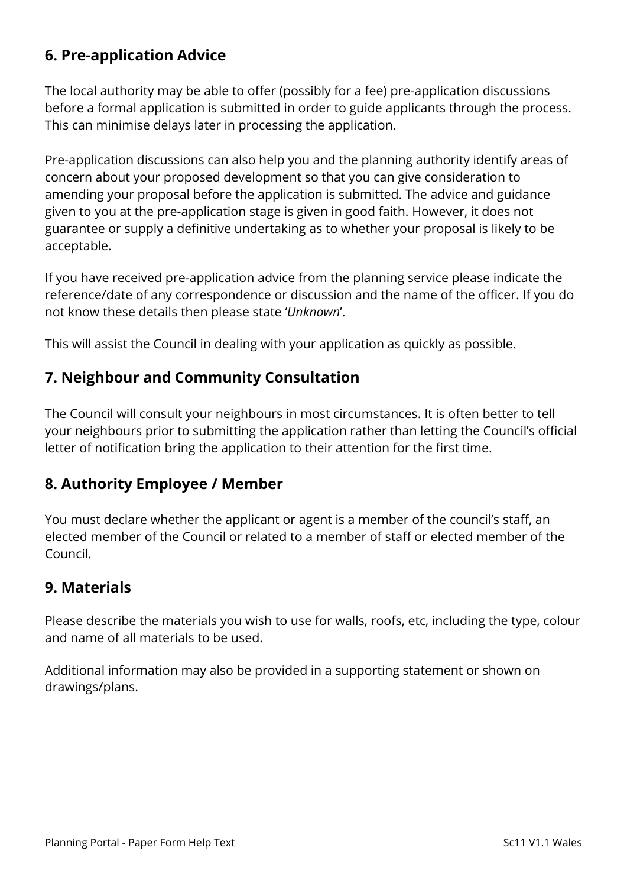## 6. Pre-application Advice

The local authority may be able to offer (possibly for a fee) pre-application discussions before a formal application is submitted in order to guide applicants through the process. This can minimise delays later in processing the application.

Pre-application discussions can also help you and the planning authority identify areas of concern about your proposed development so that you can give consideration to amending your proposal before the application is submitted. The advice and guidance given to you at the pre-application stage is given in good faith. However, it does not guarantee or supply a definitive undertaking as to whether your proposal is likely to be acceptable.

If you have received pre-application advice from the planning service please indicate the reference/date of any correspondence or discussion and the name of the officer. If you do not know these details then please state '*Unknown*'.

This will assist the Council in dealing with your application as quickly as possible.

## 7. Neighbour and Community Consultation

The Council will consult your neighbours in most circumstances. It is often better to tell your neighbours prior to submitting the application rather than letting the Council's official letter of notification bring the application to their attention for the first time.

## 8. Authority Employee / Member

You must declare whether the applicant or agent is a member of the council's staff, an elected member of the Council or related to a member of staff or elected member of the Council.

## 9. Materials

Please describe the materials you wish to use for walls, roofs, etc, including the type, colour and name of all materials to be used.

Additional information may also be provided in a supporting statement or shown on drawings/plans.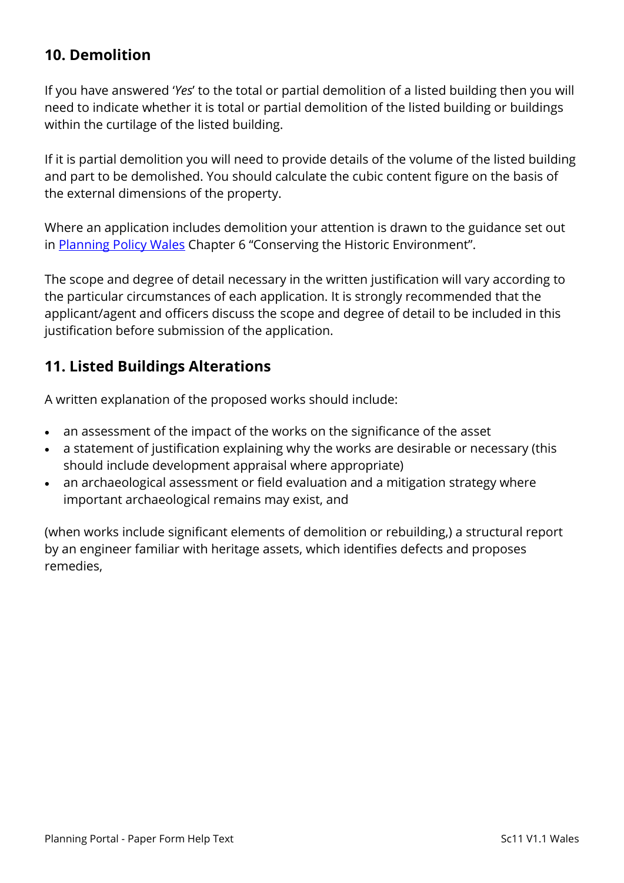## 10. Demolition

If you have answered '*Yes*' to the total or partial demolition of a listed building then you will need to indicate whether it is total or partial demolition of the listed building or buildings within the curtilage of the listed building.

If it is partial demolition you will need to provide details of the volume of the listed building and part to be demolished. You should calculate the cubic content figure on the basis of the external dimensions of the property.

Where an application includes demolition your attention is drawn to the guidance set out in Planning Policy Wales Chapter 6 "Conserving the Historic Environment".

The scope and degree of detail necessary in the written justification will vary according to the particular circumstances of each application. It is strongly recommended that the applicant/agent and officers discuss the scope and degree of detail to be included in this justification before submission of the application.

## 11. Listed Buildings Alterations

A written explanation of the proposed works should include:

- an assessment of the impact of the works on the significance of the asset
- a statement of justification explaining why the works are desirable or necessary (this should include development appraisal where appropriate)
- an archaeological assessment or field evaluation and a mitigation strategy where important archaeological remains may exist, and

(when works include significant elements of demolition or rebuilding,) a structural report by an engineer familiar with heritage assets, which identifies defects and proposes remedies,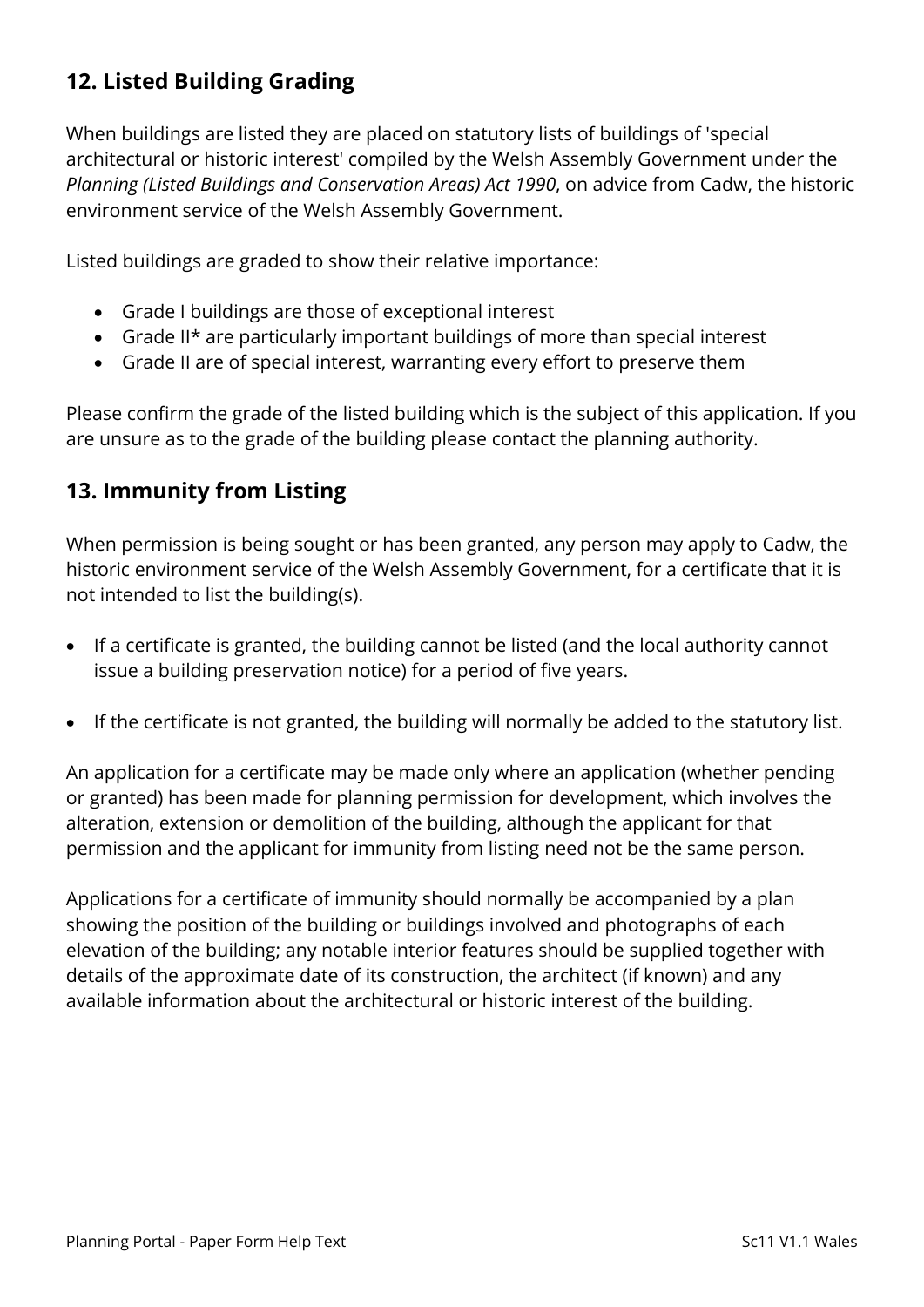## 12. Listed Building Grading

When buildings are listed they are placed on statutory lists of buildings of 'special architectural or historic interest' compiled by the Welsh Assembly Government under the *Planning (Listed Buildings and Conservation Areas) Act 1990*, on advice from Cadw, the historic environment service of the Welsh Assembly Government.

Listed buildings are graded to show their relative importance:

- Grade I buildings are those of exceptional interest
- Grade II* are particularly important buildings of more than special interest
- Grade II are of special interest, warranting every effort to preserve them

Please confirm the grade of the listed building which is the subject of this application. If you are unsure as to the grade of the building please contact the planning authority.

## 13. Immunity from Listing

When permission is being sought or has been granted, any person may apply to Cadw, the historic environment service of the Welsh Assembly Government, for a certificate that it is not intended to list the building(s).

- If a certificate is granted, the building cannot be listed (and the local authority cannot issue a building preservation notice) for a period of five years.
- If the certificate is not granted, the building will normally be added to the statutory list.

An application for a certificate may be made only where an application (whether pending or granted) has been made for planning permission for development, which involves the alteration, extension or demolition of the building, although the applicant for that permission and the applicant for immunity from listing need not be the same person.

Applications for a certificate of immunity should normally be accompanied by a plan showing the position of the building or buildings involved and photographs of each elevation of the building; any notable interior features should be supplied together with details of the approximate date of its construction, the architect (if known) and any available information about the architectural or historic interest of the building.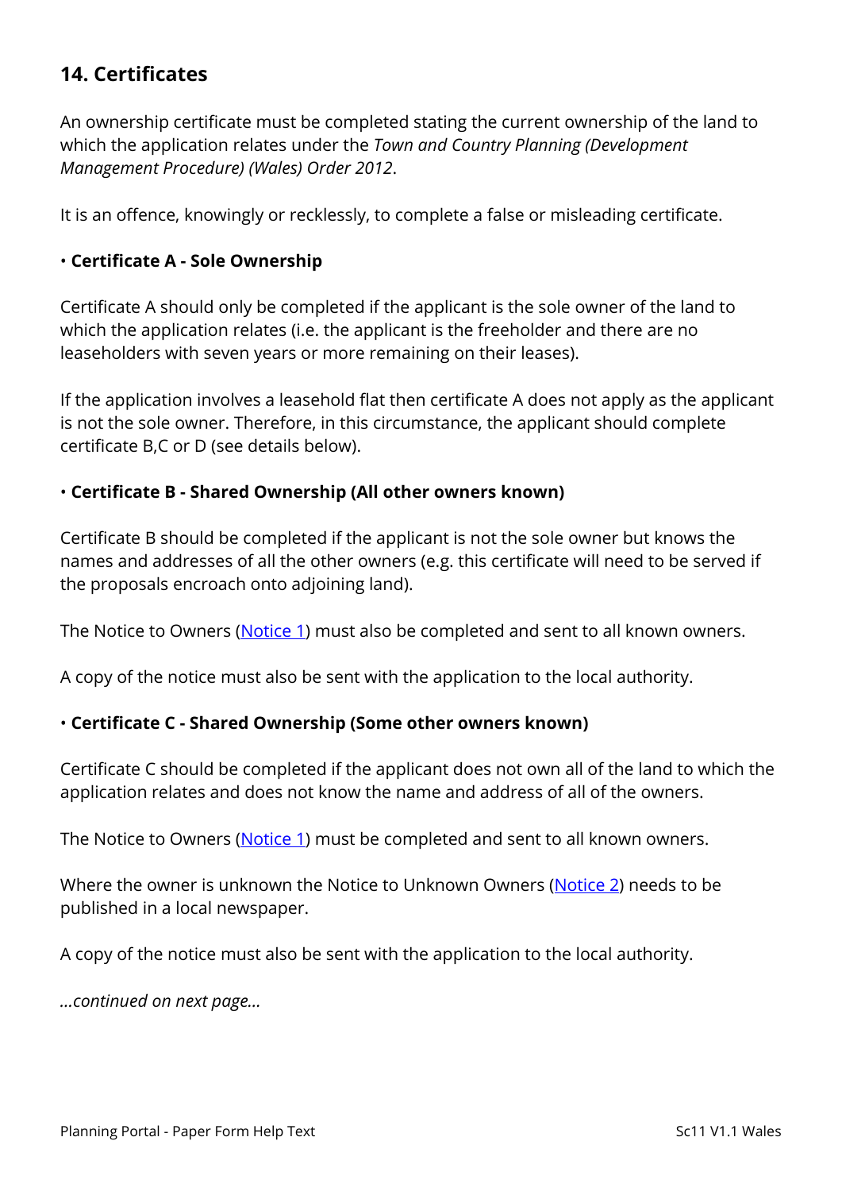## 14. Certificates

An ownership certificate must be completed stating the current ownership of the land to which the application relates under the *Town and Country Planning (Development Management Procedure) (Wales) Order 2012*.

It is an offence, knowingly or recklessly, to complete a false or misleading certificate.

• **Certificate A - Sole Ownership**

Certificate A should only be completed if the applicant is the sole owner of the land to which the application relates (i.e. the applicant is the freeholder and there are no leaseholders with seven years or more remaining on their leases).

If the application involves a leasehold flat then certificate A does not apply as the applicant is not the sole owner. Therefore, in this circumstance, the applicant should complete certificate B,C or D (see details below).

• **Certificate B - Shared Ownership (All other owners known)**

Certificate B should be completed if the applicant is not the sole owner but knows the names and addresses of all the other owners (e.g. this certificate will need to be served if the proposals encroach onto adjoining land).

The Notice to Owners (Notice 1) must also be completed and sent to all known owners.

A copy of the notice must also be sent with the application to the local authority.

• **Certificate C - Shared Ownership (Some other owners known)**

Certificate C should be completed if the applicant does not own all of the land to which the application relates and does not know the name and address of all of the owners.

The Notice to Owners (Notice 1) must be completed and sent to all known owners.

Where the owner is unknown the Notice to Unknown Owners (Notice 2) needs to be published in a local newspaper.

A copy of the notice must also be sent with the application to the local authority.

*...continued on next page...*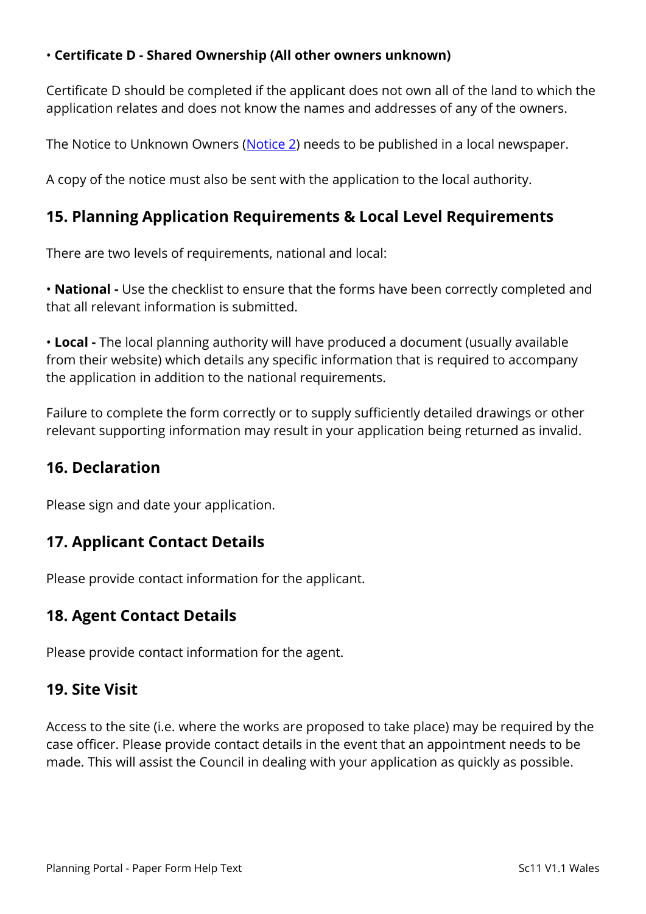• **Certificate D - Shared Ownership (All other owners unknown)**

Certificate D should be completed if the applicant does not own all of the land to which the application relates and does not know the names and addresses of any of the owners.

The Notice to Unknown Owners (Notice 2) needs to be published in a local newspaper.

A copy of the notice must also be sent with the application to the local authority.

## 15. Planning Application Requirements & Local Level Requirements

There are two levels of requirements, national and local:

• **National -** Use the checklist to ensure that the forms have been correctly completed and that all relevant information is submitted.

• **Local -** The local planning authority will have produced a document (usually available from their website) which details any specific information that is required to accompany the application in addition to the national requirements.

Failure to complete the form correctly or to supply sufficiently detailed drawings or other relevant supporting information may result in your application being returned as invalid.

## 16. Declaration

Please sign and date your application.

## 17. Applicant Contact Details

Please provide contact information for the applicant.

## 18. Agent Contact Details

Please provide contact information for the agent.

## 19. Site Visit

Access to the site (i.e. where the works are proposed to take place) may be required by the case officer. Please provide contact details in the event that an appointment needs to be made. This will assist the Council in dealing with your application as quickly as possible.